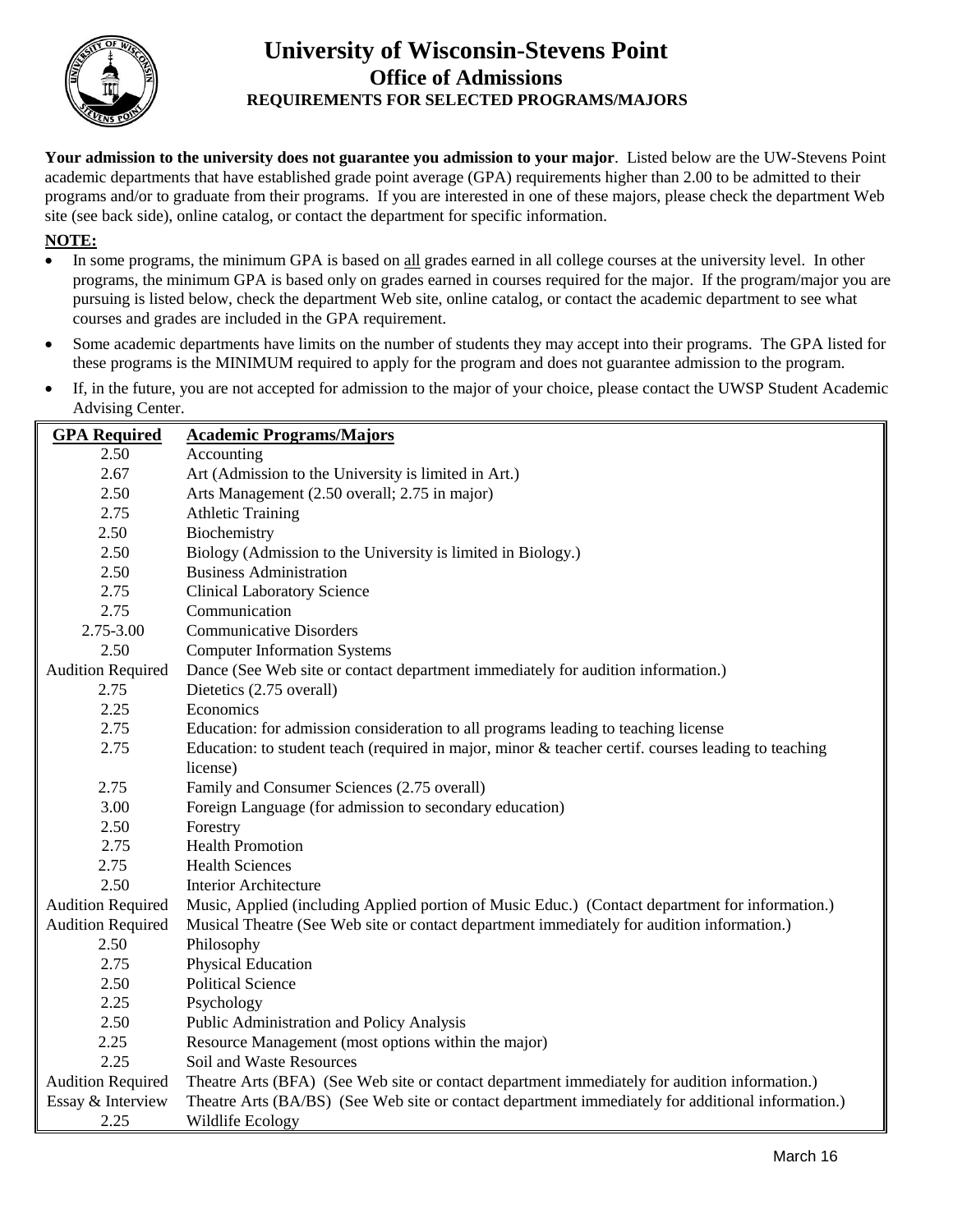# University of Wisconsin-Stevens Point

## Office of Admissions

### REQUIREMENTS FOR SELECTED PROGRAMS/MAJORS

**Your admission to the university does not guarantee you admission to your major**. Listed below are the UW-Stevens Point academic departments that have established grade point average (GPA) requirements higher than 2.00 to be admitted to their programs and/or to graduate from their programs. If you are interested in one of these majors, please check the department Web site (see back side), online catalog, or contact the department for specific information.

**NOTE:**

- In some programs, the minimum GPA is based on all grades earned in all college courses at the university level. In other programs, the minimum GPA is based only on grades earned in courses required for the major. If the program/major you are pursuing is listed below, check the department Web site, online catalog, or contact the academic department to see what courses and grades are included in the GPA requirement.
- Some academic departments have limits on the number of students they may accept into their programs. The GPA listed for these programs is the MINIMUM required to apply for the program and does not guarantee admission to the program.
- If, in the future, you are not accepted for admission to the major of your choice, please contact the UWSP Student Academic Advising Center.

| GPA Required | Academic Programs/Majors |
|---|---|
| 2.50 | Accounting |
| 2.67 | Art (Admission to the University is limited in Art.) |
| 2.50 | Arts Management (2.50 overall; 2.75 in major) |
| 2.75 | Athletic Training |
| 2.50 | Biochemistry |
| 2.50 | Biology (Admission to the University is limited in Biology.) |
| 2.50 | Business Administration |
| 2.75 | Clinical Laboratory Science |
| 2.75 | Communication |
| 2.75-3.00 | Communicative Disorders |
| 2.50 | Computer Information Systems |
| Audition Required | Dance (See Web site or contact department immediately for audition information.) |
| 2.75 | Dietetics (2.75 overall) |
| 2.25 | Economics |
| 2.75 | Education: for admission consideration to all programs leading to teaching license |
| 2.75 | Education: to student teach (required in major, minor & teacher certif. courses leading to teaching license) |
| 2.75 | Family and Consumer Sciences (2.75 overall) |
| 3.00 | Foreign Language (for admission to secondary education) |
| 2.50 | Forestry |
| 2.75 | Health Promotion |
| 2.75 | Health Sciences |
| 2.50 | Interior Architecture |
| Audition Required | Music, Applied (including Applied portion of Music Educ.) (Contact department for information.) |
| Audition Required | Musical Theatre (See Web site or contact department immediately for audition information.) |
| 2.50 | Philosophy |
| 2.75 | Physical Education |
| 2.50 | Political Science |
| 2.25 | Psychology |
| 2.50 | Public Administration and Policy Analysis |
| 2.25 | Resource Management (most options within the major) |
| 2.25 | Soil and Waste Resources |
| Audition Required | Theatre Arts (BFA) (See Web site or contact department immediately for audition information.) |
| Essay & Interview | Theatre Arts (BA/BS) (See Web site or contact department immediately for additional information.) |
| 2.25 | Wildlife Ecology |

March 16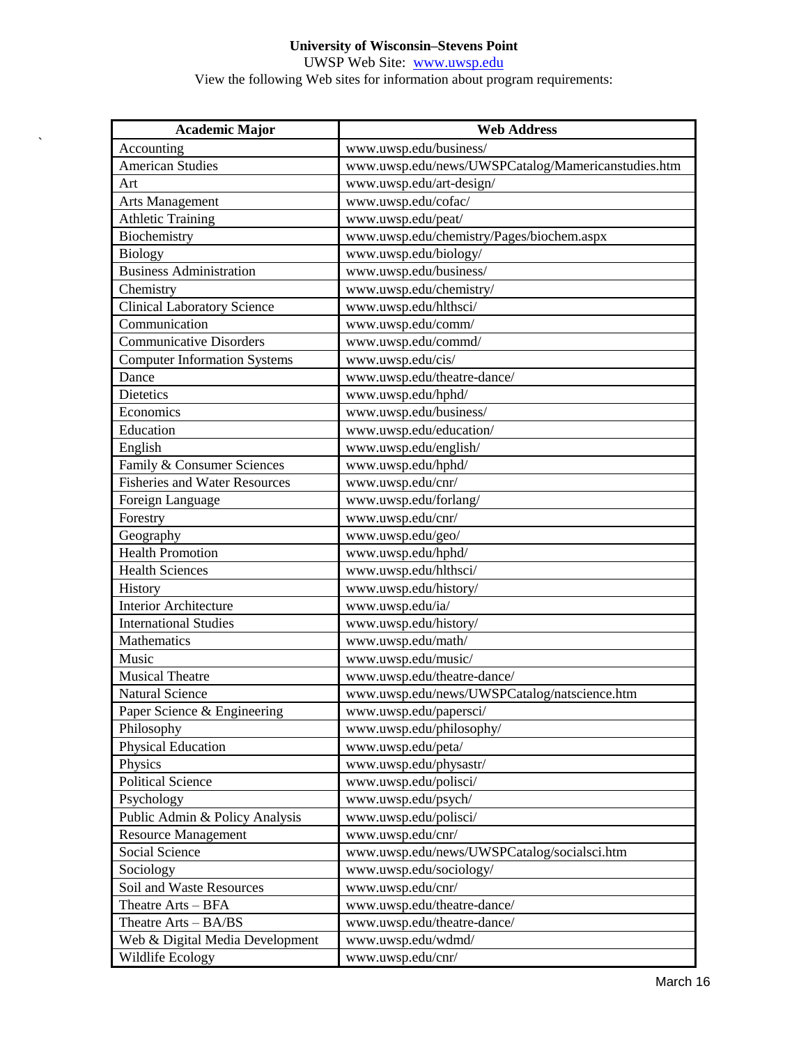**University of Wisconsin–Stevens Point**

UWSP Web Site: www.uwsp.edu

View the following Web sites for information about program requirements:

| Academic Major | Web Address |
|---|---|
| Accounting | www.uwsp.edu/business/ |
| American Studies | www.uwsp.edu/news/UWSPCatalog/Mamericanstudies.htm |
| Art | www.uwsp.edu/art-design/ |
| Arts Management | www.uwsp.edu/cofac/ |
| Athletic Training | www.uwsp.edu/peat/ |
| Biochemistry | www.uwsp.edu/chemistry/Pages/biochem.aspx |
| Biology | www.uwsp.edu/biology/ |
| Business Administration | www.uwsp.edu/business/ |
| Chemistry | www.uwsp.edu/chemistry/ |
| Clinical Laboratory Science | www.uwsp.edu/hlthsci/ |
| Communication | www.uwsp.edu/comm/ |
| Communicative Disorders | www.uwsp.edu/commd/ |
| Computer Information Systems | www.uwsp.edu/cis/ |
| Dance | www.uwsp.edu/theatre-dance/ |
| Dietetics | www.uwsp.edu/hphd/ |
| Economics | www.uwsp.edu/business/ |
| Education | www.uwsp.edu/education/ |
| English | www.uwsp.edu/english/ |
| Family & Consumer Sciences | www.uwsp.edu/hphd/ |
| Fisheries and Water Resources | www.uwsp.edu/cnr/ |
| Foreign Language | www.uwsp.edu/forlang/ |
| Forestry | www.uwsp.edu/cnr/ |
| Geography | www.uwsp.edu/geo/ |
| Health Promotion | www.uwsp.edu/hphd/ |
| Health Sciences | www.uwsp.edu/hlthsci/ |
| History | www.uwsp.edu/history/ |
| Interior Architecture | www.uwsp.edu/ia/ |
| International Studies | www.uwsp.edu/history/ |
| Mathematics | www.uwsp.edu/math/ |
| Music | www.uwsp.edu/music/ |
| Musical Theatre | www.uwsp.edu/theatre-dance/ |
| Natural Science | www.uwsp.edu/news/UWSPCatalog/natscience.htm |
| Paper Science & Engineering | www.uwsp.edu/papersci/ |
| Philosophy | www.uwsp.edu/philosophy/ |
| Physical Education | www.uwsp.edu/peta/ |
| Physics | www.uwsp.edu/physastr/ |
| Political Science | www.uwsp.edu/polisci/ |
| Psychology | www.uwsp.edu/psych/ |
| Public Admin & Policy Analysis | www.uwsp.edu/polisci/ |
| Resource Management | www.uwsp.edu/cnr/ |
| Social Science | www.uwsp.edu/news/UWSPCatalog/socialsci.htm |
| Sociology | www.uwsp.edu/sociology/ |
| Soil and Waste Resources | www.uwsp.edu/cnr/ |
| Theatre Arts – BFA | www.uwsp.edu/theatre-dance/ |
| Theatre Arts – BA/BS | www.uwsp.edu/theatre-dance/ |
| Web & Digital Media Development | www.uwsp.edu/wdmd/ |
| Wildlife Ecology | www.uwsp.edu/cnr/ |

March 16